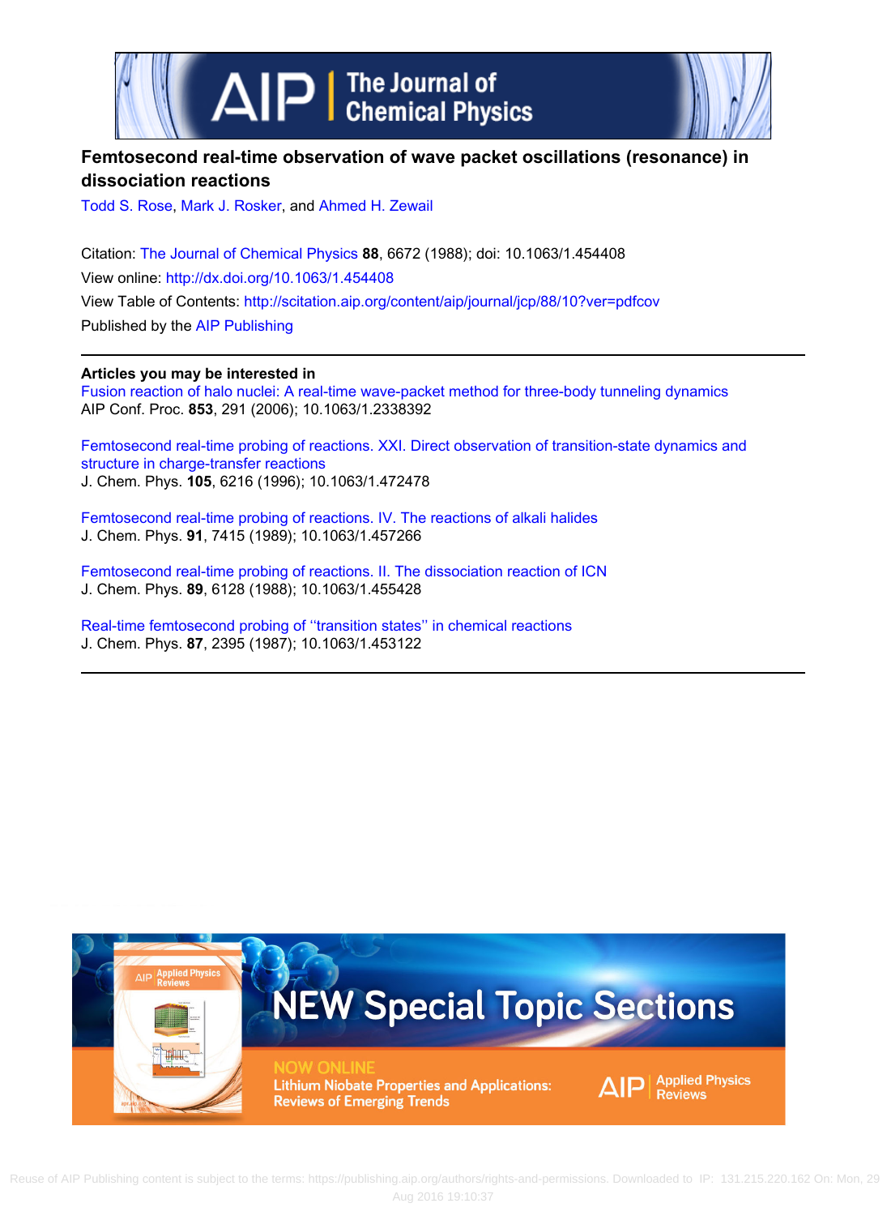# Femtosecond real-time observation of wave packet oscillations (resonance) in dissociation reactions

Todd S. Rose, Mark J. Rosker, and Ahmed H. Zewail

Citation: The Journal of Chemical Physics **88**, 6672 (1988); doi: 10.1063/1.454408

View online: http://dx.doi.org/10.1063/1.454408

View Table of Contents: http://scitation.aip.org/content/aip/journal/jcp/88/10?ver=pdfcov

Published by the AIP Publishing

---

**Articles you may be interested in**

Fusion reaction of halo nuclei: A real-time wave-packet method for three-body tunneling dynamics
AIP Conf. Proc. **853**, 291 (2006); 10.1063/1.2338392

Femtosecond real-time probing of reactions. XXI. Direct observation of transition-state dynamics and structure in charge-transfer reactions
J. Chem. Phys. **105**, 6216 (1996); 10.1063/1.472478

Femtosecond real-time probing of reactions. IV. The reactions of alkali halides
J. Chem. Phys. **91**, 7415 (1989); 10.1063/1.457266

Femtosecond real-time probing of reactions. II. The dissociation reaction of ICN
J. Chem. Phys. **89**, 6128 (1988); 10.1063/1.455428

Real-time femtosecond probing of "transition states" in chemical reactions
J. Chem. Phys. **87**, 2395 (1987); 10.1063/1.453122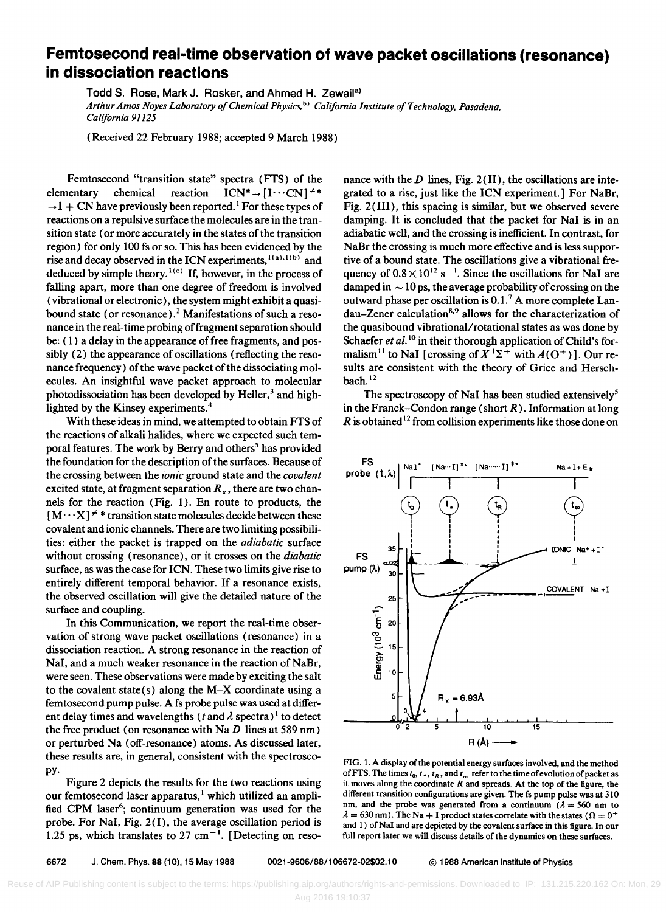# Femtosecond real-time observation of wave packet oscillations (resonance) in dissociation reactions

Todd S. Rose, Mark J. Rosker, and Ahmed H. Zewail[a)]

*Arthur Amos Noyes Laboratory of Chemical Physics,[b)] California Institute of Technology, Pasadena, California 91125*

(Received 22 February 1988; accepted 9 March 1988)

Femtosecond "transition state" spectra (FTS) of the elementary chemical reaction $ICN^* \rightarrow [I \cdots CN]^{\neq *} \rightarrow I + CN$ have previously been reported.[1] For these types of reactions on a repulsive surface the molecules are in the transition state (or more accurately in the states of the transition region) for only 100 fs or so. This has been evidenced by the rise and decay observed in the ICN experiments,[1(a),1(b)] and deduced by simple theory.[1(c)] If, however, in the process of falling apart, more than one degree of freedom is involved (vibrational or electronic), the system might exhibit a quasibound state (or resonance).[2] Manifestations of such a resonance in the real-time probing of fragment separation should be: (1) a delay in the appearance of free fragments, and possibly (2) the appearance of oscillations (reflecting the resonance frequency) of the wave packet of the dissociating molecules. An insightful wave packet approach to molecular photodissociation has been developed by Heller,[3] and highlighted by the Kinsey experiments.[4]

With these ideas in mind, we attempted to obtain FTS of the reactions of alkali halides, where we expected such temporal features. The work by Berry and others[5] has provided the foundation for the description of the surfaces. Because of the crossing between the *ionic* ground state and the *covalent* excited state, at fragment separation $R_x$, there are two channels for the reaction (Fig. 1). En route to products, the $[M \cdots X]^{\neq *}$ transition state molecules decide between these covalent and ionic channels. There are two limiting possibilities: either the packet is trapped on the *adiabatic* surface without crossing (resonance), or it crosses on the *diabatic* surface, as was the case for ICN. These two limits give rise to entirely different temporal behavior. If a resonance exists, the observed oscillation will give the detailed nature of the surface and coupling.

In this Communication, we report the real-time observation of strong wave packet oscillations (resonance) in a dissociation reaction. A strong resonance in the reaction of NaI, and a much weaker resonance in the reaction of NaBr, were seen. These observations were made by exciting the salt to the covalent state(s) along the M–X coordinate using a femtosecond pump pulse. A fs probe pulse was used at different delay times and wavelengths ($t$ and $\lambda$ spectra)[1] to detect the free product (on resonance with Na $D$ lines at 589 nm) or perturbed Na (off-resonance) atoms. As discussed later, these results are, in general, consistent with the spectroscopy.

Figure 2 depicts the results for the two reactions using our femtosecond laser apparatus,[1] which utilized an amplified CPM laser[6]; continuum generation was used for the probe. For NaI, Fig. 2(I), the average oscillation period is 1.25 ps, which translates to 27 $\text{cm}^{-1}$. [Detecting on resonance with the $D$ lines, Fig. 2(II), the oscillations are integrated to a rise, just like the ICN experiment.] For NaBr, Fig. 2(III), this spacing is similar, but we observed severe damping. It is concluded that the packet for NaI is in an adiabatic well, and the crossing is inefficient. In contrast, for NaBr the crossing is much more effective and is less supportive of a bound state. The oscillations give a vibrational frequency of $0.8 \times 10^{12}\ \text{s}^{-1}$. Since the oscillations for NaI are damped in $\sim 10$ ps, the average probability of crossing on the outward phase per oscillation is 0.1.[7] A more complete Landau–Zener calculation[8,9] allows for the characterization of the quasibound vibrational/rotational states as was done by Schaefer *et al.*[10] in their thorough application of Child's formalism[11] to NaI [crossing of $X\,^1\Sigma^+$ with $A(O^+)$]. Our results are consistent with the theory of Grice and Herschbach.[12]

The spectroscopy of NaI has been studied extensively[5] in the Franck–Condon range (short $R$). Information at long $R$ is obtained[12] from collision experiments like those done on

FIG. 1. A display of the potential energy surfaces involved, and the method of FTS. The times $t_0$, $t_*$, $t_R$, and $t_\infty$ refer to the time of evolution of packet as it moves along the coordinate $R$ and spreads. At the top of the figure, the different transition configurations are given. The fs pump pulse was at 310 nm, and the probe was generated from a continuum ($\lambda = 560$ nm to $\lambda = 630$ nm). The Na + I product states correlate with the states ($\Omega = 0^+$ and 1) of NaI and are depicted by the covalent surface in this figure. In our full report later we will discuss details of the dynamics on these surfaces.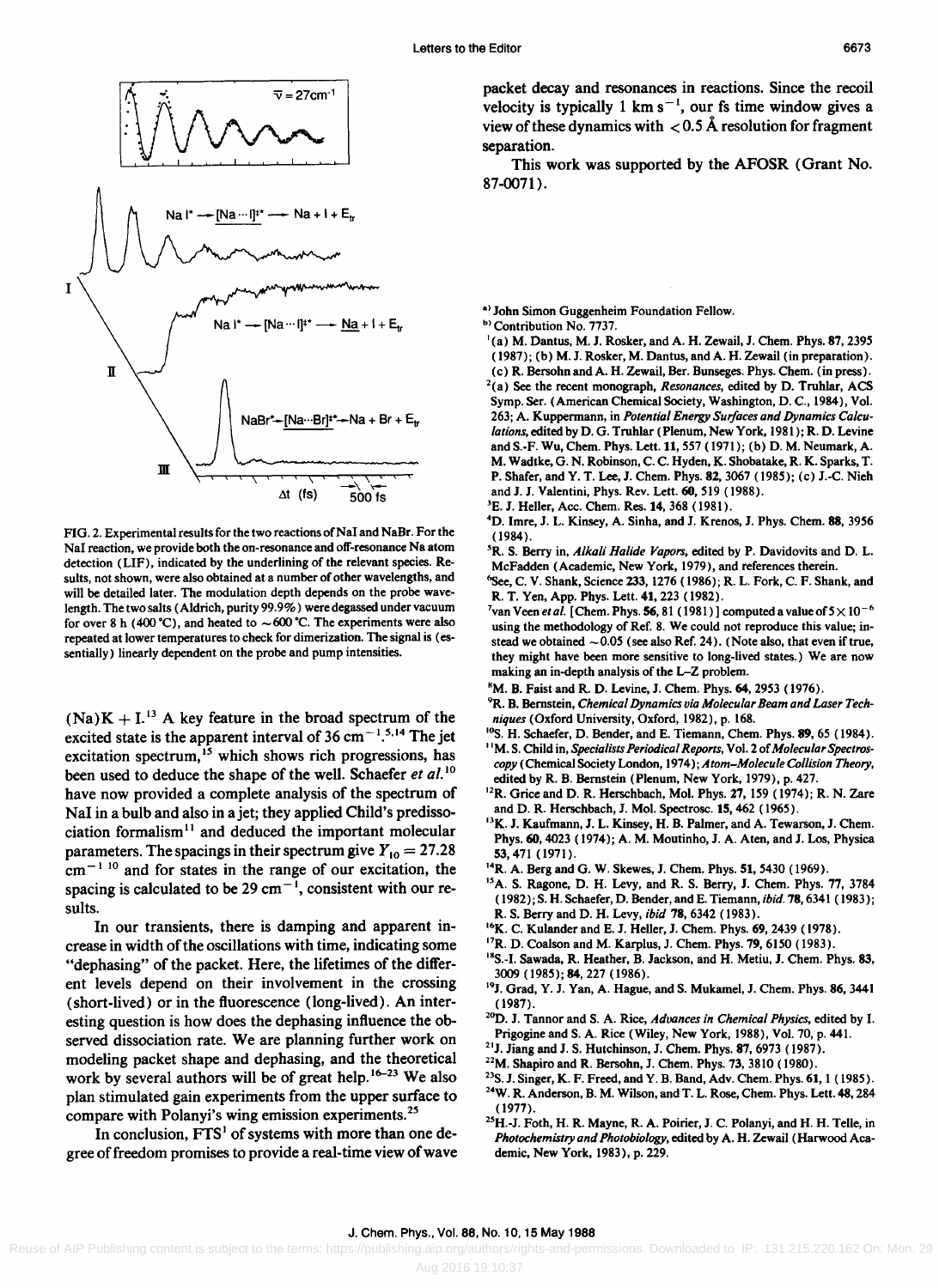$\bar{\nu} = 27\text{cm}^{-1}$

$NaI^* \rightarrow [Na \cdots I]^{\ddagger *} \rightarrow Na + I + E_{tr}$

I

$NaI^* \rightarrow [Na \cdots I]^{\ddagger *} \rightarrow \underline{Na} + I + E_{tr}$

II

$NaBr^* \rightarrow [Na \cdots Br]^{\ddagger *} \rightarrow Na + Br + E_{tr}$

III

Δt (fs)

500 fs

FIG. 2. Experimental results for the two reactions of NaI and NaBr. For the NaI reaction, we provide both the on-resonance and off-resonance Na atom detection (LIF), indicated by the underlining of the relevant species. Results, not shown, were also obtained at a number of other wavelengths, and will be detailed later. The modulation depth depends on the probe wavelength. The two salts (Aldrich, purity 99.9%) were degassed under vacuum for over 8 h (400 °C), and heated to ~600 °C. The experiments were also repeated at lower temperatures to check for dimerization. The signal is (essentially) linearly dependent on the probe and pump intensities.

(Na)K + I.[13] A key feature in the broad spectrum of the excited state is the apparent interval of 36 $\text{cm}^{-1}$.[5,14] The jet excitation spectrum,[15] which shows rich progressions, has been used to deduce the shape of the well. Schaefer *et al.*[10] have now provided a complete analysis of the spectrum of NaI in a bulb and also in a jet; they applied Child's predissociation formalism[11] and deduced the important molecular parameters. The spacings in their spectrum give $Y_{10} = 27.28$ $\text{cm}^{-1}$ [10] and for states in the range of our excitation, the spacing is calculated to be 29 $\text{cm}^{-1}$, consistent with our results.

In our transients, there is damping and apparent increase in width of the oscillations with time, indicating some "dephasing" of the packet. Here, the lifetimes of the different levels depend on their involvement in the crossing (short-lived) or in the fluorescence (long-lived). An interesting question is how does the dephasing influence the observed dissociation rate. We are planning further work on modeling packet shape and dephasing, and the theoretical work by several authors will be of great help.[16–23] We also plan stimulated gain experiments from the upper surface to compare with Polanyi's wing emission experiments.[25]

In conclusion, FTS[1] of systems with more than one degree of freedom promises to provide a real-time view of wave packet decay and resonances in reactions. Since the recoil velocity is typically 1 km $\text{s}^{-1}$, our fs time window gives a view of these dynamics with < 0.5 Å resolution for fragment separation.

This work was supported by the AFOSR (Grant No. 87-0071).

[a] John Simon Guggenheim Foundation Fellow.

[b] Contribution No. 7737.

[1] (a) M. Dantus, M. J. Rosker, and A. H. Zewail, J. Chem. Phys. **87**, 2395 (1987); (b) M. J. Rosker, M. Dantus, and A. H. Zewail (in preparation). (c) R. Bersohn and A. H. Zewail, Ber. Bunseges. Phys. Chem. (in press).

[2] (a) See the recent monograph, *Resonances*, edited by D. Truhlar, ACS Symp. Ser. (American Chemical Society, Washington, D. C., 1984), Vol. 263; A. Kuppermann, in *Potential Energy Surfaces and Dynamics Calculations*, edited by D. G. Truhlar (Plenum, New York, 1981); R. D. Levine and S.-F. Wu, Chem. Phys. Lett. **11**, 557 (1971); (b) D. M. Neumark, A. M. Wadtke, G. N. Robinson, C. C. Hyden, K. Shobatake, R. K. Sparks, T. P. Shafer, and Y. T. Lee, J. Chem. Phys. **82**, 3067 (1985); (c) J.-C. Nieh and J. J. Valentini, Phys. Rev. Lett. **60**, 519 (1988).

[3] E. J. Heller, Acc. Chem. Res. **14**, 368 (1981).

[4] D. Imre, J. L. Kinsey, A. Sinha, and J. Krenos, J. Phys. Chem. **88**, 3956 (1984).

[5] R. S. Berry in, *Alkali Halide Vapors*, edited by P. Davidovits and D. L. McFadden (Academic, New York, 1979), and references therein.

[6] See, C. V. Shank, Science **233**, 1276 (1986); R. L. Fork, C. F. Shank, and R. T. Yen, App. Phys. Lett. **41**, 223 (1982).

[7] van Veen *et al.* [Chem. Phys. **56**, 81 (1981)] computed a value of $5 \times 10^{-6}$ using the methodology of Ref. 8. We could not reproduce this value; instead we obtained ~0.05 (see also Ref. 24). (Note also, that even if true, they might have been more sensitive to long-lived states.) We are now making an in-depth analysis of the L–Z problem.

[8] M. B. Faist and R. D. Levine, J. Chem. Phys. **64**, 2953 (1976).

[9] R. B. Bernstein, *Chemical Dynamics via Molecular Beam and Laser Techniques* (Oxford University, Oxford, 1982), p. 168.

[10] S. H. Schaefer, D. Bender, and E. Tiemann, Chem. Phys. **89**, 65 (1984).

[11] M. S. Child in, *Specialists Periodical Reports*, Vol. 2 of *Molecular Spectroscopy* (Chemical Society London, 1974); *Atom–Molecule Collision Theory*, edited by R. B. Bernstein (Plenum, New York, 1979), p. 427.

[12] R. Grice and D. R. Herschbach, Mol. Phys. **27**, 159 (1974); R. N. Zare and D. R. Herschbach, J. Mol. Spectrosc. **15**, 462 (1965).

[13] K. J. Kaufmann, J. L. Kinsey, H. B. Palmer, and A. Tewarson, J. Chem. Phys. **60**, 4023 (1974); A. M. Moutinho, J. A. Aten, and J. Los, Physica **53**, 471 (1971).

[14] R. A. Berg and G. W. Skewes, J. Chem. Phys. **51**, 5430 (1969).

[15] A. S. Ragone, D. H. Levy, and R. S. Berry, J. Chem. Phys. **77**, 3784 (1982); S. H. Schaefer, D. Bender, and E. Tiemann, *ibid.* **78**, 6341 (1983); R. S. Berry and D. H. Levy, *ibid* **78**, 6342 (1983).

[16] K. C. Kulander and E. J. Heller, J. Chem. Phys. **69**, 2439 (1978).

[17] R. D. Coalson and M. Karplus, J. Chem. Phys. **79**, 6150 (1983).

[18] S.-I. Sawada, R. Heather, B. Jackson, and H. Metiu, J. Chem. Phys. **83**, 3009 (1985); **84**, 227 (1986).

[19] J. Grad, Y. J. Yan, A. Hague, and S. Mukamel, J. Chem. Phys. **86**, 3441 (1987).

[20] D. J. Tannor and S. A. Rice, *Advances in Chemical Physics*, edited by I. Prigogine and S. A. Rice (Wiley, New York, 1988), Vol. 70, p. 441.

[21] J. Jiang and J. S. Hutchinson, J. Chem. Phys. **87**, 6973 (1987).

[22] M. Shapiro and R. Bersohn, J. Chem. Phys. **73**, 3810 (1980).

[23] S. J. Singer, K. F. Freed, and Y. B. Band, Adv. Chem. Phys. **61**, 1 (1985).

[24] W. R. Anderson, B. M. Wilson, and T. L. Rose, Chem. Phys. Lett. **48**, 284 (1977).

[25] H.-J. Foth, H. R. Mayne, R. A. Poirier, J. C. Polanyi, and H. H. Telle, in *Photochemistry and Photobiology*, edited by A. H. Zewail (Harwood Academic, New York, 1983), p. 229.